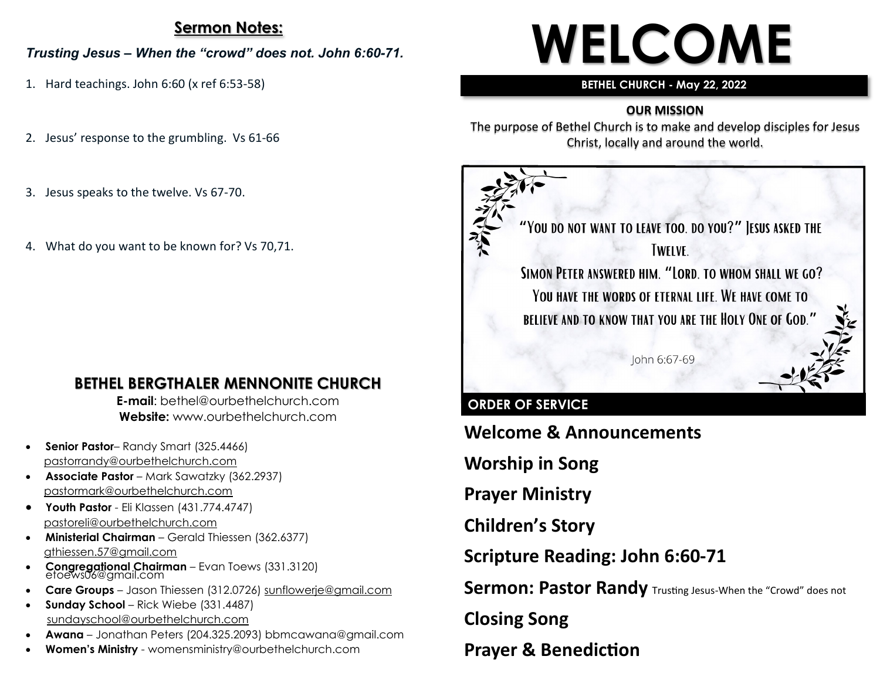## Sermon Notes:

***Trusting Jesus – When the "crowd" does not. John 6:60-71.***

1. Hard teachings. John 6:60 (x ref 6:53-58)
2. Jesus' response to the grumbling. Vs 61-66
3. Jesus speaks to the twelve. Vs 67-70.
4. What do you want to be known for? Vs 70,71.

## BETHEL BERGTHALER MENNONITE CHURCH

**E-mail**: bethel@ourbethelchurch.com
**Website:** www.ourbethelchurch.com

- **Senior Pastor**– Randy Smart (325.4466) pastorrandy@ourbethelchurch.com
- **Associate Pastor** – Mark Sawatzky (362.2937) pastormark@ourbethelchurch.com
- **Youth Pastor** - Eli Klassen (431.774.4747) pastoreli@ourbethelchurch.com
- **Ministerial Chairman** – Gerald Thiessen (362.6377) gthiessen.57@gmail.com
- **Congregational Chairman** – Evan Toews (331.3120) etoews06@gmail.com
- **Care Groups** – Jason Thiessen (312.0726) sunflowerje@gmail.com
- **Sunday School** – Rick Wiebe (331.4487) sundayschool@ourbethelchurch.com
- **Awana** – Jonathan Peters (204.325.2093) bbmcawana@gmail.com
- **Women's Ministry** - womensministry@ourbethelchurch.com

# WELCOME

**BETHEL CHURCH - May 22, 2022**

**OUR MISSION**

The purpose of Bethel Church is to make and develop disciples for Jesus Christ, locally and around the world.

"You do not want to leave too, do you?" Jesus asked the Twelve.
Simon Peter answered him, "Lord, to whom shall we go? You have the words of eternal life. We have come to believe and to know that you are the Holy One of God."

John 6:67-69

## ORDER OF SERVICE

**Welcome & Announcements**

**Worship in Song**

**Prayer Ministry**

**Children's Story**

**Scripture Reading: John 6:60-71**

**Sermon: Pastor Randy** Trusting Jesus-When the "Crowd" does not

**Closing Song**

**Prayer & Benediction**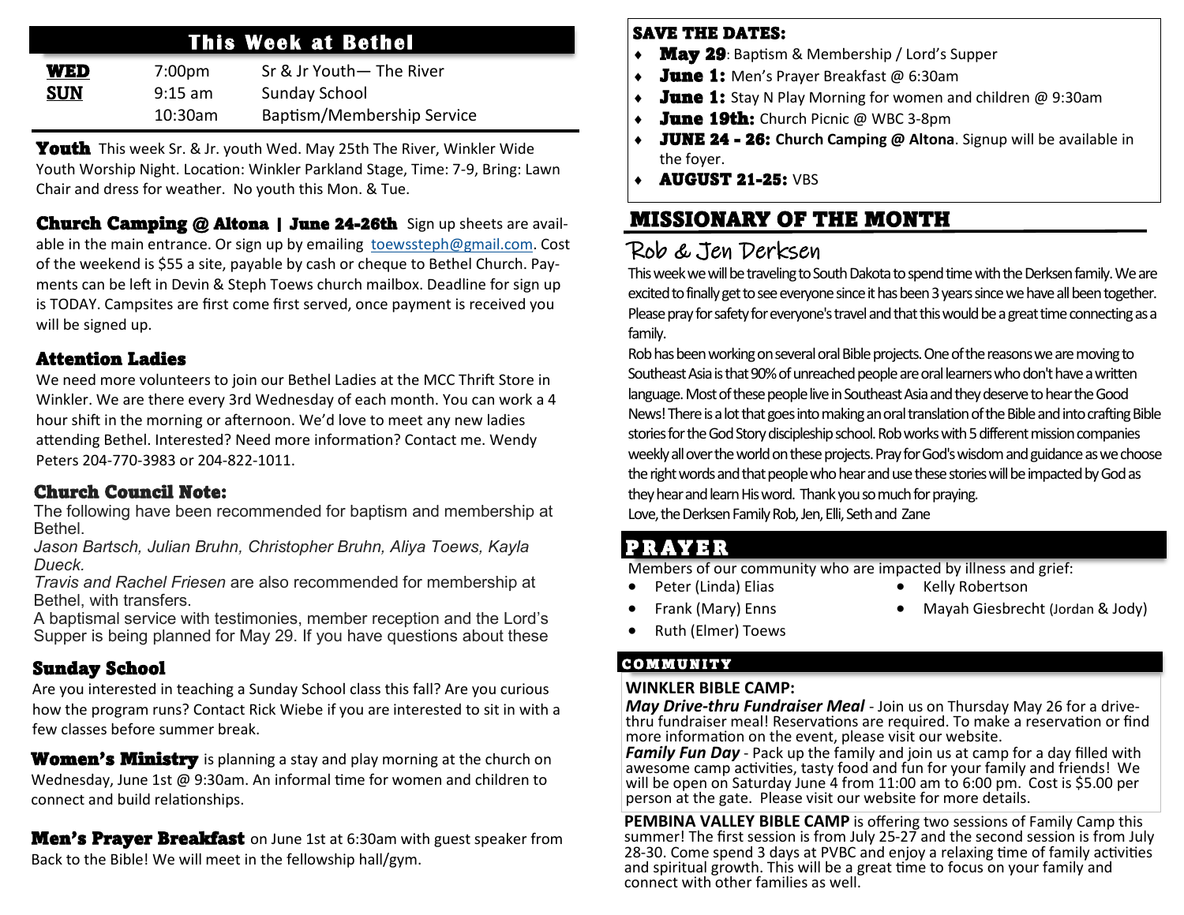## This Week at Bethel

| | | |
|---|---|---|
| **WED** | 7:00pm | Sr & Jr Youth— The River |
| **SUN** | 9:15 am | Sunday School |
| | 10:30am | Baptism/Membership Service |

**Youth** This week Sr. & Jr. youth Wed. May 25th The River, Winkler Wide Youth Worship Night. Location: Winkler Parkland Stage, Time: 7-9, Bring: Lawn Chair and dress for weather. No youth this Mon. & Tue.

**Church Camping @ Altona | June 24-26th** Sign up sheets are available in the main entrance. Or sign up by emailing toewssteph@gmail.com. Cost of the weekend is $55 a site, payable by cash or cheque to Bethel Church. Payments can be left in Devin & Steph Toews church mailbox. Deadline for sign up is TODAY. Campsites are first come first served, once payment is received you will be signed up.

### Attention Ladies

We need more volunteers to join our Bethel Ladies at the MCC Thrift Store in Winkler. We are there every 3rd Wednesday of each month. You can work a 4 hour shift in the morning or afternoon. We'd love to meet any new ladies attending Bethel. Interested? Need more information? Contact me. Wendy Peters 204-770-3983 or 204-822-1011.

### Church Council Note:

The following have been recommended for baptism and membership at Bethel.

*Jason Bartsch, Julian Bruhn, Christopher Bruhn, Aliya Toews, Kayla Dueck.*

*Travis and Rachel Friesen* are also recommended for membership at Bethel, with transfers.

A baptismal service with testimonies, member reception and the Lord's Supper is being planned for May 29. If you have questions about these

### Sunday School

Are you interested in teaching a Sunday School class this fall? Are you curious how the program runs? Contact Rick Wiebe if you are interested to sit in with a few classes before summer break.

**Women's Ministry** is planning a stay and play morning at the church on Wednesday, June 1st @ 9:30am. An informal time for women and children to connect and build relationships.

**Men's Prayer Breakfast** on June 1st at 6:30am with guest speaker from Back to the Bible! We will meet in the fellowship hall/gym.

### SAVE THE DATES:

- **May 29**: Baptism & Membership / Lord's Supper
- **June 1:** Men's Prayer Breakfast @ 6:30am
- **June 1:** Stay N Play Morning for women and children @ 9:30am
- **June 19th:** Church Picnic @ WBC 3-8pm
- **JUNE 24 - 26: Church Camping @ Altona**. Signup will be available in the foyer.
- **AUGUST 21-25:** VBS

## MISSIONARY OF THE MONTH

### Rob & Jen Derksen

This week we will be traveling to South Dakota to spend time with the Derksen family. We are excited to finally get to see everyone since it has been 3 years since we have all been together. Please pray for safety for everyone's travel and that this would be a great time connecting as a family.

Rob has been working on several oral Bible projects. One of the reasons we are moving to Southeast Asia is that 90% of unreached people are oral learners who don't have a written language. Most of these people live in Southeast Asia and they deserve to hear the Good News! There is a lot that goes into making an oral translation of the Bible and into crafting Bible stories for the God Story discipleship school. Rob works with 5 different mission companies weekly all over the world on these projects. Pray for God's wisdom and guidance as we choose the right words and that people who hear and use these stories will be impacted by God as they hear and learn His word. Thank you so much for praying.

Love, the Derksen Family Rob, Jen, Elli, Seth and Zane

## PRAYER

Members of our community who are impacted by illness and grief:

- Peter (Linda) Elias
- Frank (Mary) Enns
- Ruth (Elmer) Toews
- Kelly Robertson
- Mayah Giesbrecht (Jordan & Jody)

## COMMUNITY

**WINKLER BIBLE CAMP:**

***May Drive-thru Fundraiser Meal*** - Join us on Thursday May 26 for a drive-thru fundraiser meal! Reservations are required. To make a reservation or find more information on the event, please visit our website.

***Family Fun Day*** - Pack up the family and join us at camp for a day filled with awesome camp activities, tasty food and fun for your family and friends! We will be open on Saturday June 4 from 11:00 am to 6:00 pm. Cost is $5.00 per person at the gate. Please visit our website for more details.

**PEMBINA VALLEY BIBLE CAMP** is offering two sessions of Family Camp this summer! The first session is from July 25-27 and the second session is from July 28-30. Come spend 3 days at PVBC and enjoy a relaxing time of family activities and spiritual growth. This will be a great time to focus on your family and connect with other families as well.